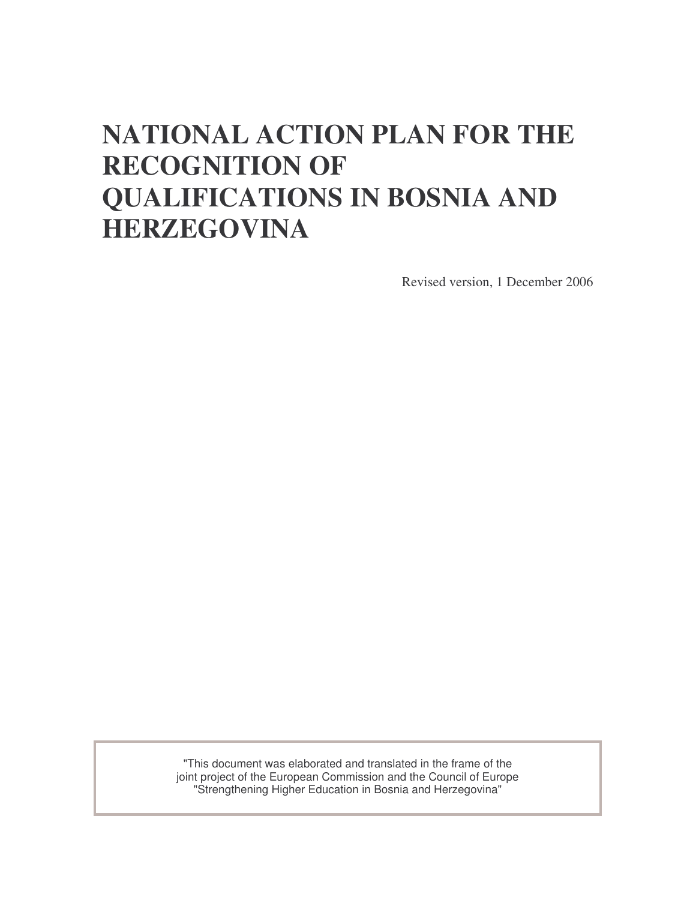# NATIONAL ACTION PLAN FOR THE RECOGNITION OF QUALIFICATIONS IN BOSNIA AND HERZEGOVINA

Revised version, 1 December 2006

"This document was elaborated and translated in the frame of the joint project of the European Commission and the Council of Europe "Strengthening Higher Education in Bosnia and Herzegovina"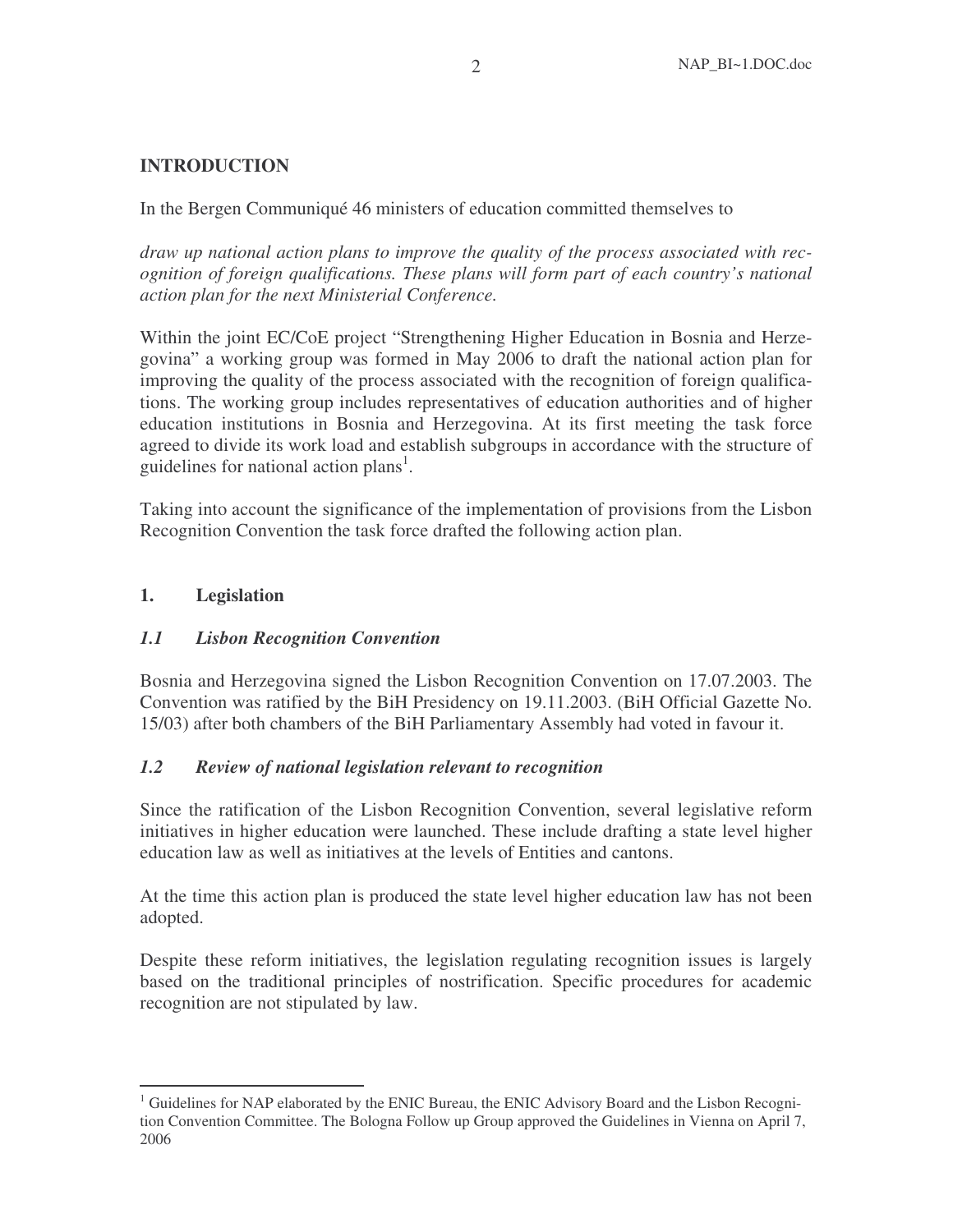## INTRODUCTION

In the Bergen Communiqué 46 ministers of education committed themselves to

*draw up national action plans to improve the quality of the process associated with recognition of foreign qualifications. These plans will form part of each country's national action plan for the next Ministerial Conference.*

Within the joint EC/CoE project "Strengthening Higher Education in Bosnia and Herzegovina" a working group was formed in May 2006 to draft the national action plan for improving the quality of the process associated with the recognition of foreign qualifications. The working group includes representatives of education authorities and of higher education institutions in Bosnia and Herzegovina. At its first meeting the task force agreed to divide its work load and establish subgroups in accordance with the structure of guidelines for national action plans[1].

Taking into account the significance of the implementation of provisions from the Lisbon Recognition Convention the task force drafted the following action plan.

## 1. Legislation

### *1.1 Lisbon Recognition Convention*

Bosnia and Herzegovina signed the Lisbon Recognition Convention on 17.07.2003. The Convention was ratified by the BiH Presidency on 19.11.2003. (BiH Official Gazette No. 15/03) after both chambers of the BiH Parliamentary Assembly had voted in favour it.

### *1.2 Review of national legislation relevant to recognition*

Since the ratification of the Lisbon Recognition Convention, several legislative reform initiatives in higher education were launched. These include drafting a state level higher education law as well as initiatives at the levels of Entities and cantons.

At the time this action plan is produced the state level higher education law has not been adopted.

Despite these reform initiatives, the legislation regulating recognition issues is largely based on the traditional principles of nostrification. Specific procedures for academic recognition are not stipulated by law.

---

[1] Guidelines for NAP elaborated by the ENIC Bureau, the ENIC Advisory Board and the Lisbon Recognition Convention Committee. The Bologna Follow up Group approved the Guidelines in Vienna on April 7, 2006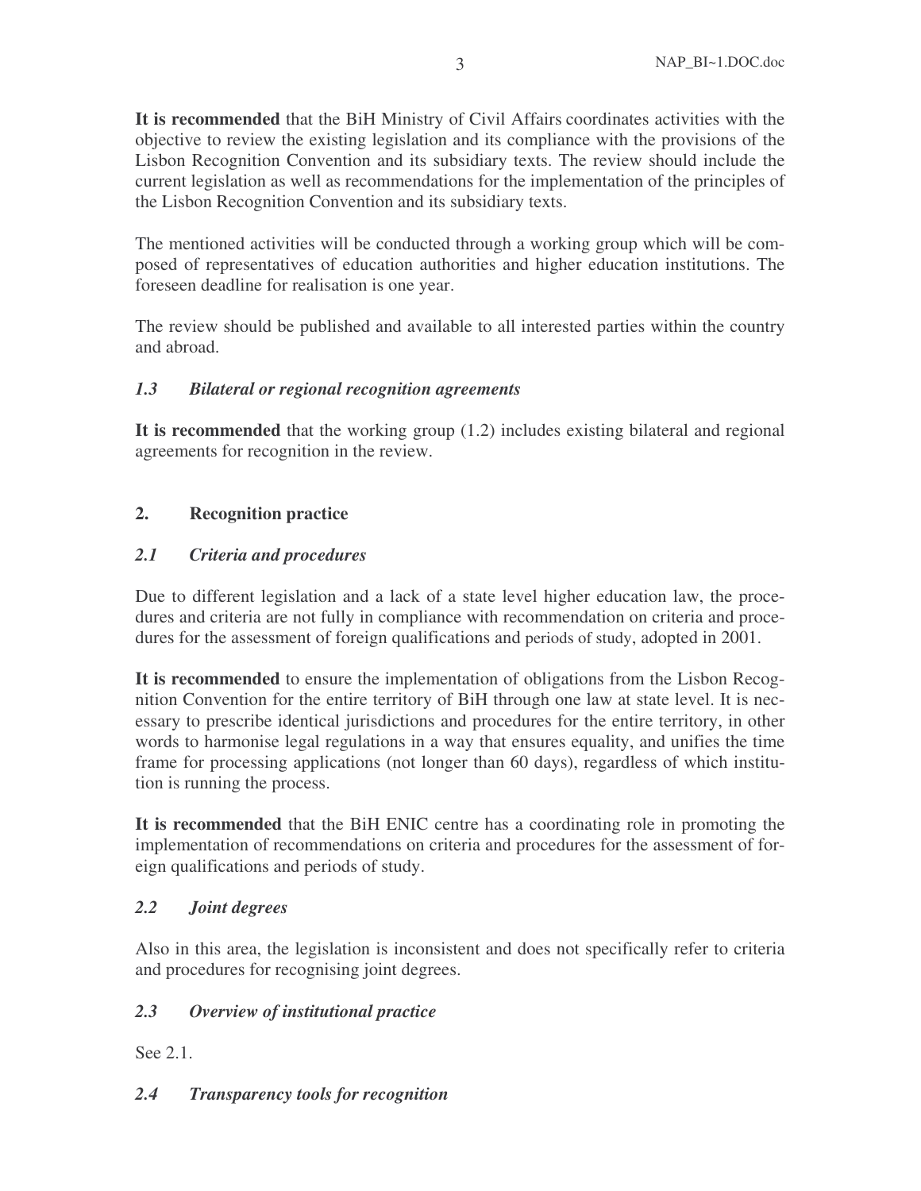**It is recommended** that the BiH Ministry of Civil Affairs coordinates activities with the objective to review the existing legislation and its compliance with the provisions of the Lisbon Recognition Convention and its subsidiary texts. The review should include the current legislation as well as recommendations for the implementation of the principles of the Lisbon Recognition Convention and its subsidiary texts.

The mentioned activities will be conducted through a working group which will be composed of representatives of education authorities and higher education institutions. The foreseen deadline for realisation is one year.

The review should be published and available to all interested parties within the country and abroad.

### *1.3 Bilateral or regional recognition agreements*

**It is recommended** that the working group (1.2) includes existing bilateral and regional agreements for recognition in the review.

## 2. Recognition practice

### *2.1 Criteria and procedures*

Due to different legislation and a lack of a state level higher education law, the procedures and criteria are not fully in compliance with recommendation on criteria and procedures for the assessment of foreign qualifications and periods of study, adopted in 2001.

**It is recommended** to ensure the implementation of obligations from the Lisbon Recognition Convention for the entire territory of BiH through one law at state level. It is necessary to prescribe identical jurisdictions and procedures for the entire territory, in other words to harmonise legal regulations in a way that ensures equality, and unifies the time frame for processing applications (not longer than 60 days), regardless of which institution is running the process.

**It is recommended** that the BiH ENIC centre has a coordinating role in promoting the implementation of recommendations on criteria and procedures for the assessment of foreign qualifications and periods of study.

### *2.2 Joint degrees*

Also in this area, the legislation is inconsistent and does not specifically refer to criteria and procedures for recognising joint degrees.

### *2.3 Overview of institutional practice*

See 2.1.

### *2.4 Transparency tools for recognition*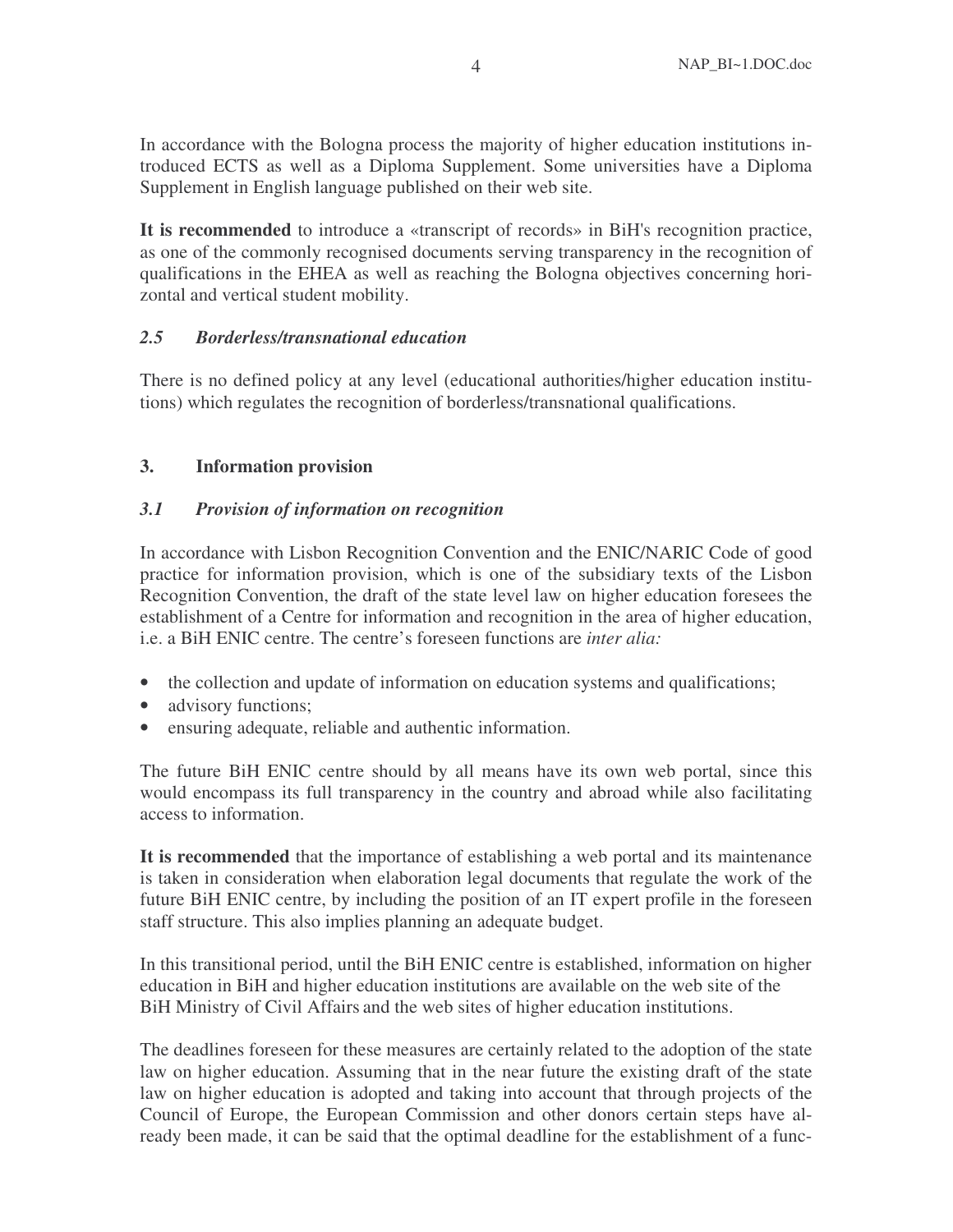In accordance with the Bologna process the majority of higher education institutions introduced ECTS as well as a Diploma Supplement. Some universities have a Diploma Supplement in English language published on their web site.

**It is recommended** to introduce a «transcript of records» in BiH's recognition practice, as one of the commonly recognised documents serving transparency in the recognition of qualifications in the EHEA as well as reaching the Bologna objectives concerning horizontal and vertical student mobility.

### *2.5 Borderless/transnational education*

There is no defined policy at any level (educational authorities/higher education institutions) which regulates the recognition of borderless/transnational qualifications.

## 3. Information provision

### *3.1 Provision of information on recognition*

In accordance with Lisbon Recognition Convention and the ENIC/NARIC Code of good practice for information provision, which is one of the subsidiary texts of the Lisbon Recognition Convention, the draft of the state level law on higher education foresees the establishment of a Centre for information and recognition in the area of higher education, i.e. a BiH ENIC centre. The centre's foreseen functions are *inter alia:*

- the collection and update of information on education systems and qualifications;
- advisory functions;
- ensuring adequate, reliable and authentic information.

The future BiH ENIC centre should by all means have its own web portal, since this would encompass its full transparency in the country and abroad while also facilitating access to information.

**It is recommended** that the importance of establishing a web portal and its maintenance is taken in consideration when elaboration legal documents that regulate the work of the future BiH ENIC centre, by including the position of an IT expert profile in the foreseen staff structure. This also implies planning an adequate budget.

In this transitional period, until the BiH ENIC centre is established, information on higher education in BiH and higher education institutions are available on the web site of the BiH Ministry of Civil Affairs and the web sites of higher education institutions.

The deadlines foreseen for these measures are certainly related to the adoption of the state law on higher education. Assuming that in the near future the existing draft of the state law on higher education is adopted and taking into account that through projects of the Council of Europe, the European Commission and other donors certain steps have already been made, it can be said that the optimal deadline for the establishment of a func-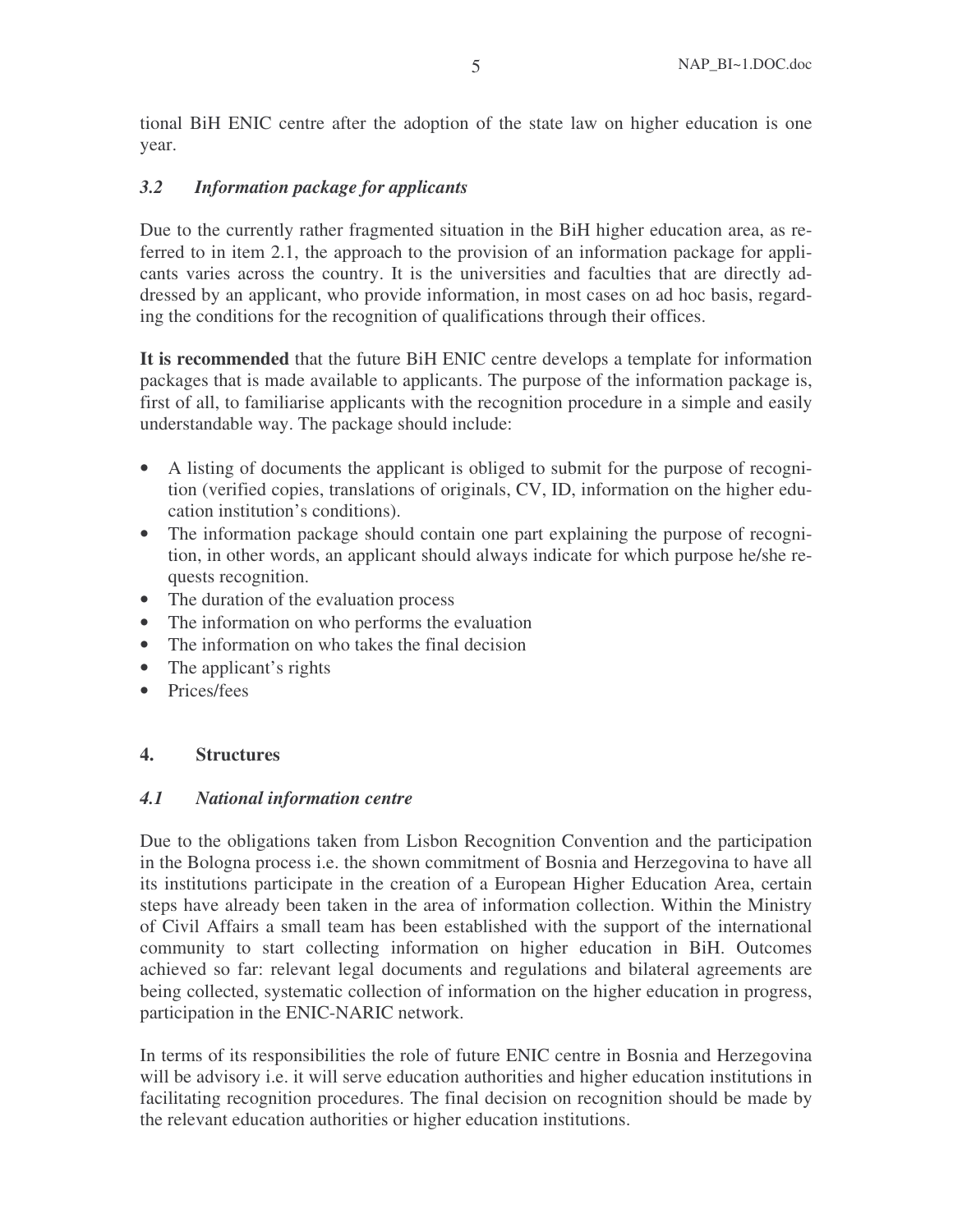tional BiH ENIC centre after the adoption of the state law on higher education is one year.

### *3.2 Information package for applicants*

Due to the currently rather fragmented situation in the BiH higher education area, as referred to in item 2.1, the approach to the provision of an information package for applicants varies across the country. It is the universities and faculties that are directly addressed by an applicant, who provide information, in most cases on ad hoc basis, regarding the conditions for the recognition of qualifications through their offices.

**It is recommended** that the future BiH ENIC centre develops a template for information packages that is made available to applicants. The purpose of the information package is, first of all, to familiarise applicants with the recognition procedure in a simple and easily understandable way. The package should include:

- A listing of documents the applicant is obliged to submit for the purpose of recognition (verified copies, translations of originals, CV, ID, information on the higher education institution's conditions).
- The information package should contain one part explaining the purpose of recognition, in other words, an applicant should always indicate for which purpose he/she requests recognition.
- The duration of the evaluation process
- The information on who performs the evaluation
- The information on who takes the final decision
- The applicant's rights
- Prices/fees

## 4. Structures

### *4.1 National information centre*

Due to the obligations taken from Lisbon Recognition Convention and the participation in the Bologna process i.e. the shown commitment of Bosnia and Herzegovina to have all its institutions participate in the creation of a European Higher Education Area, certain steps have already been taken in the area of information collection. Within the Ministry of Civil Affairs a small team has been established with the support of the international community to start collecting information on higher education in BiH. Outcomes achieved so far: relevant legal documents and regulations and bilateral agreements are being collected, systematic collection of information on the higher education in progress, participation in the ENIC-NARIC network.

In terms of its responsibilities the role of future ENIC centre in Bosnia and Herzegovina will be advisory i.e. it will serve education authorities and higher education institutions in facilitating recognition procedures. The final decision on recognition should be made by the relevant education authorities or higher education institutions.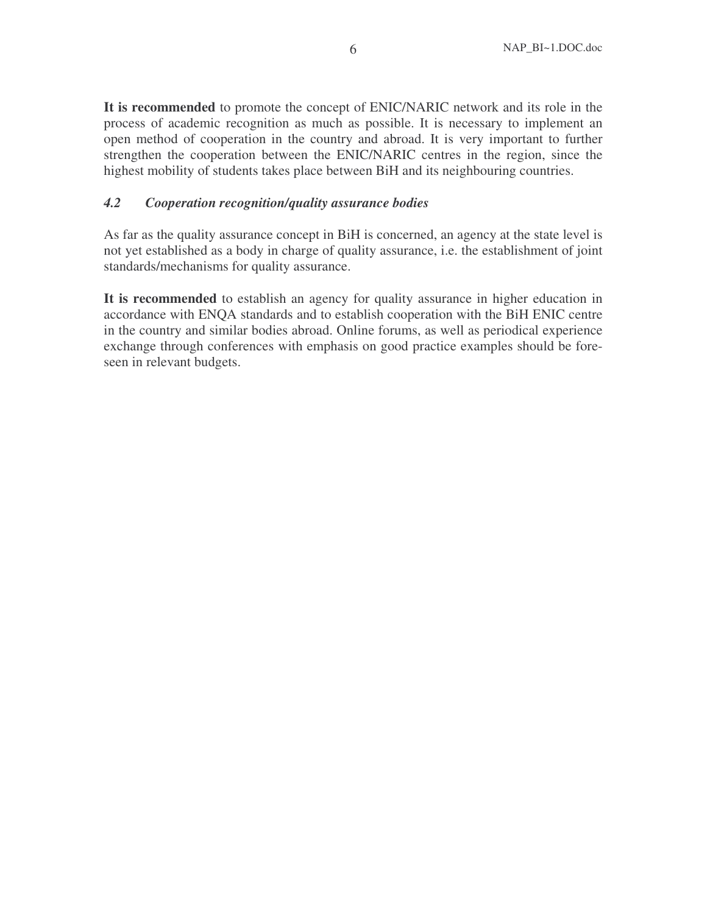**It is recommended** to promote the concept of ENIC/NARIC network and its role in the process of academic recognition as much as possible. It is necessary to implement an open method of cooperation in the country and abroad. It is very important to further strengthen the cooperation between the ENIC/NARIC centres in the region, since the highest mobility of students takes place between BiH and its neighbouring countries.

### *4.2 Cooperation recognition/quality assurance bodies*

As far as the quality assurance concept in BiH is concerned, an agency at the state level is not yet established as a body in charge of quality assurance, i.e. the establishment of joint standards/mechanisms for quality assurance.

**It is recommended** to establish an agency for quality assurance in higher education in accordance with ENQA standards and to establish cooperation with the BiH ENIC centre in the country and similar bodies abroad. Online forums, as well as periodical experience exchange through conferences with emphasis on good practice examples should be foreseen in relevant budgets.